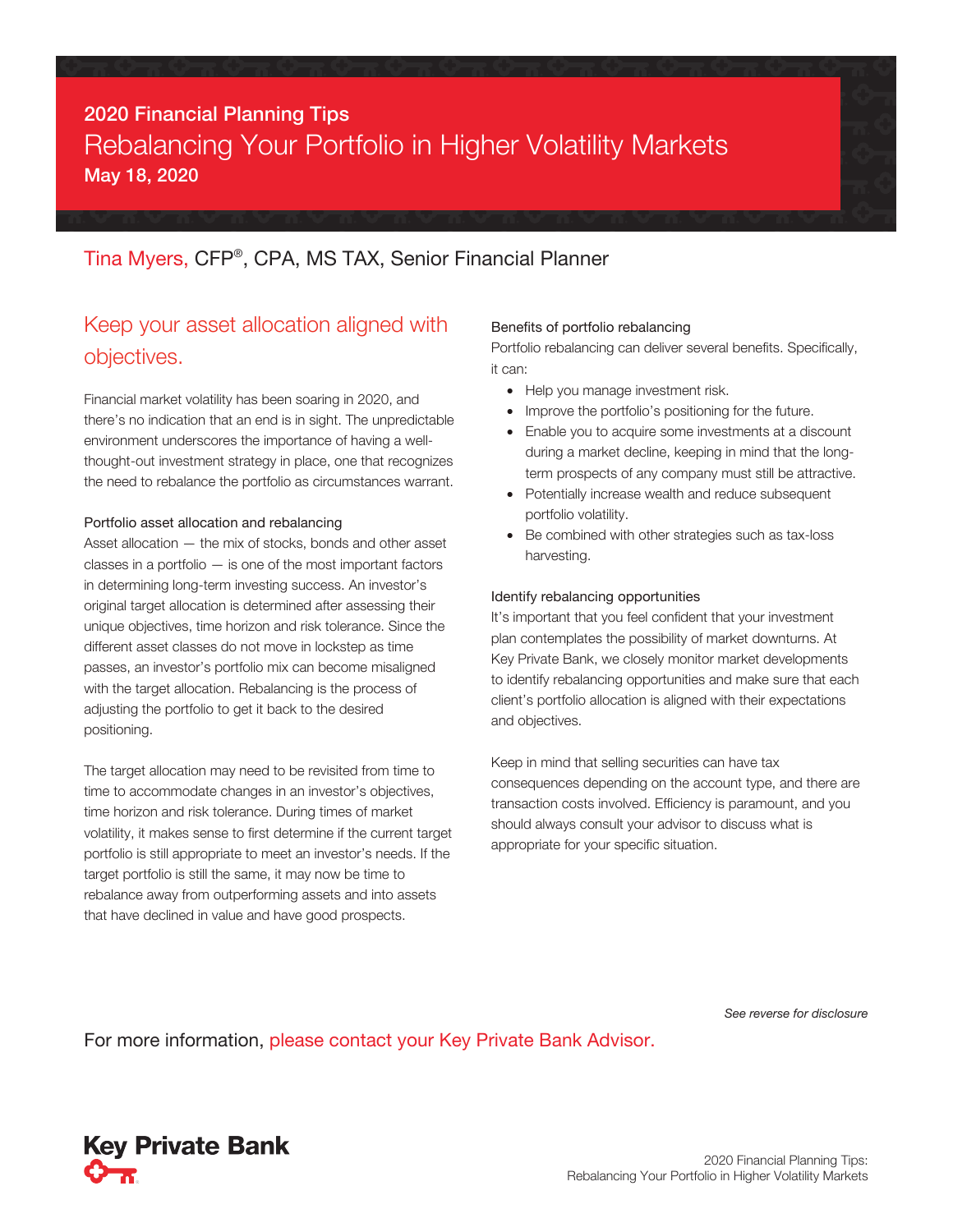# 2020 Financial Planning Tips

## Rebalancing Your Portfolio in Higher Volatility Markets

**May 18, 2020**

Tina Myers, CFP®, CPA, MS TAX, Senior Financial Planner

## Keep your asset allocation aligned with objectives.

Financial market volatility has been soaring in 2020, and there's no indication that an end is in sight. The unpredictable environment underscores the importance of having a well-thought-out investment strategy in place, one that recognizes the need to rebalance the portfolio as circumstances warrant.

### Portfolio asset allocation and rebalancing

Asset allocation — the mix of stocks, bonds and other asset classes in a portfolio — is one of the most important factors in determining long-term investing success. An investor's original target allocation is determined after assessing their unique objectives, time horizon and risk tolerance. Since the different asset classes do not move in lockstep as time passes, an investor's portfolio mix can become misaligned with the target allocation. Rebalancing is the process of adjusting the portfolio to get it back to the desired positioning.

The target allocation may need to be revisited from time to time to accommodate changes in an investor's objectives, time horizon and risk tolerance. During times of market volatility, it makes sense to first determine if the current target portfolio is still appropriate to meet an investor's needs. If the target portfolio is still the same, it may now be time to rebalance away from outperforming assets and into assets that have declined in value and have good prospects.

### Benefits of portfolio rebalancing

Portfolio rebalancing can deliver several benefits. Specifically, it can:

- Help you manage investment risk.
- Improve the portfolio's positioning for the future.
- Enable you to acquire some investments at a discount during a market decline, keeping in mind that the long-term prospects of any company must still be attractive.
- Potentially increase wealth and reduce subsequent portfolio volatility.
- Be combined with other strategies such as tax-loss harvesting.

### Identify rebalancing opportunities

It's important that you feel confident that your investment plan contemplates the possibility of market downturns. At Key Private Bank, we closely monitor market developments to identify rebalancing opportunities and make sure that each client's portfolio allocation is aligned with their expectations and objectives.

Keep in mind that selling securities can have tax consequences depending on the account type, and there are transaction costs involved. Efficiency is paramount, and you should always consult your advisor to discuss what is appropriate for your specific situation.

*See reverse for disclosure*

For more information, please contact your Key Private Bank Advisor.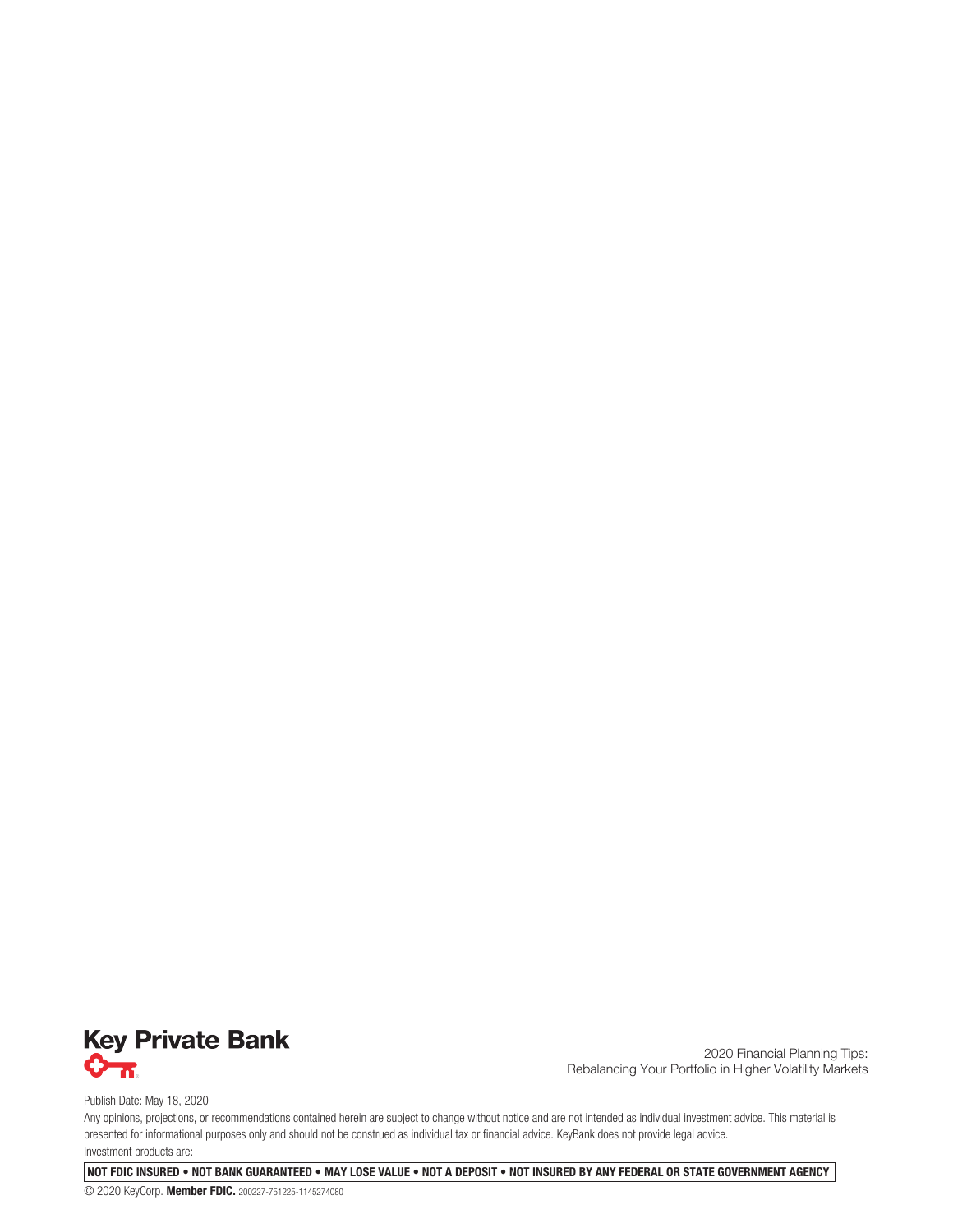**Key Private Bank**

2020 Financial Planning Tips:
Rebalancing Your Portfolio in Higher Volatility Markets

Publish Date: May 18, 2020

Any opinions, projections, or recommendations contained herein are subject to change without notice and are not intended as individual investment advice. This material is presented for informational purposes only and should not be construed as individual tax or financial advice. KeyBank does not provide legal advice.

Investment products are:

**NOT FDIC INSURED • NOT BANK GUARANTEED • MAY LOSE VALUE • NOT A DEPOSIT • NOT INSURED BY ANY FEDERAL OR STATE GOVERNMENT AGENCY**

© 2020 KeyCorp. **Member FDIC.** 200227-751225-1145274080